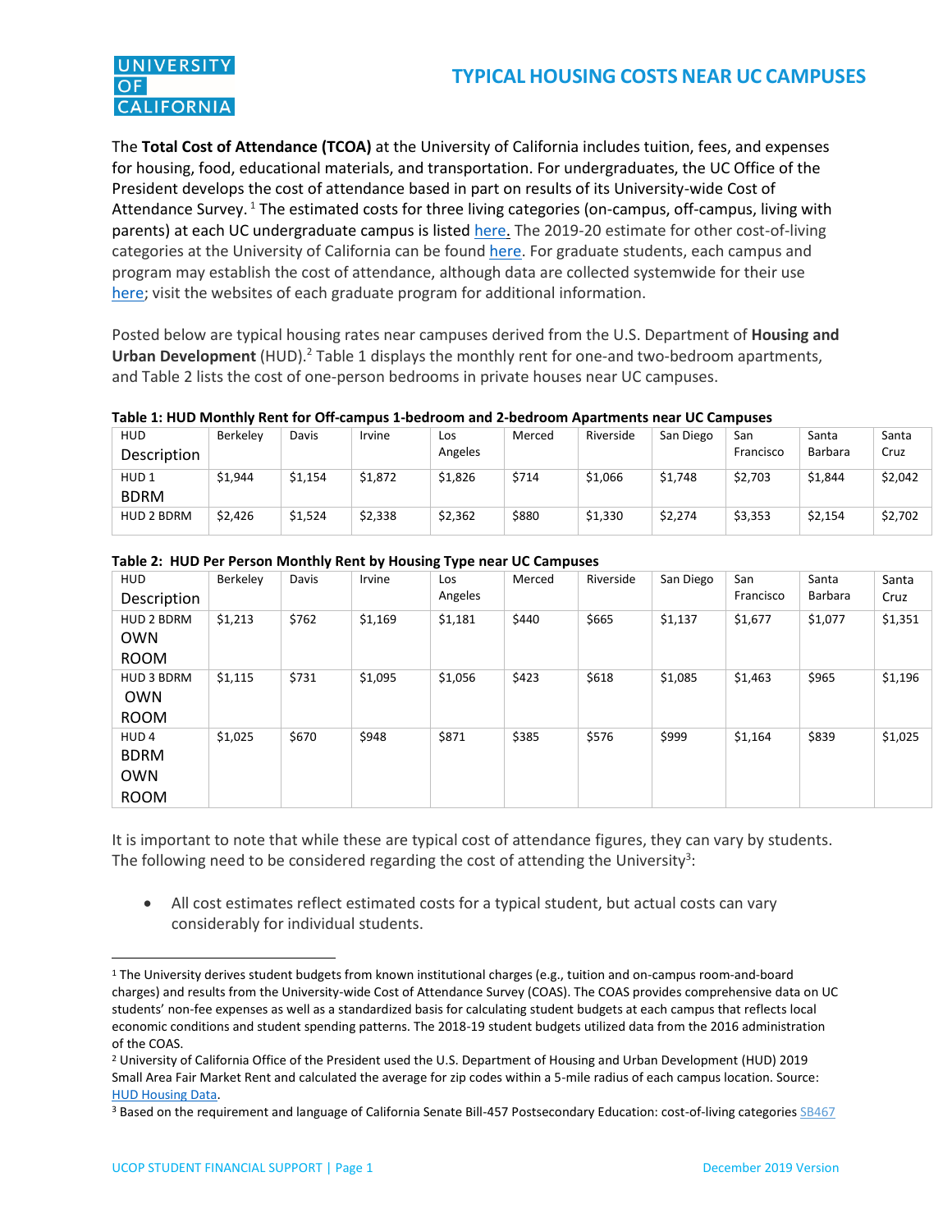UNIVERSITY OF CALIFORNIA

# TYPICAL HOUSING COSTS NEAR UC CAMPUSES

The **Total Cost of Attendance (TCOA)** at the University of California includes tuition, fees, and expenses for housing, food, educational materials, and transportation. For undergraduates, the UC Office of the President develops the cost of attendance based in part on results of its University-wide Cost of Attendance Survey. [1] The estimated costs for three living categories (on-campus, off-campus, living with parents) at each UC undergraduate campus is listed here. The 2019-20 estimate for other cost-of-living categories at the University of California can be found here. For graduate students, each campus and program may establish the cost of attendance, although data are collected systemwide for their use here; visit the websites of each graduate program for additional information.

Posted below are typical housing rates near campuses derived from the U.S. Department of **Housing and Urban Development** (HUD).[2] Table 1 displays the monthly rent for one-and two-bedroom apartments, and Table 2 lists the cost of one-person bedrooms in private houses near UC campuses.

**Table 1: HUD Monthly Rent for Off-campus 1-bedroom and 2-bedroom Apartments near UC Campuses**

| HUD Description | Berkeley | Davis | Irvine | Los Angeles | Merced | Riverside | San Diego | San Francisco | Santa Barbara | Santa Cruz |
|---|---|---|---|---|---|---|---|---|---|---|
| HUD 1 BDRM | $1,944 | $1,154 | $1,872 | $1,826 | $714 | $1,066 | $1,748 | $2,703 | $1,844 | $2,042 |
| HUD 2 BDRM | $2,426 | $1,524 | $2,338 | $2,362 | $880 | $1,330 | $2,274 | $3,353 | $2,154 | $2,702 |

**Table 2: HUD Per Person Monthly Rent by Housing Type near UC Campuses**

| HUD Description | Berkeley | Davis | Irvine | Los Angeles | Merced | Riverside | San Diego | San Francisco | Santa Barbara | Santa Cruz |
|---|---|---|---|---|---|---|---|---|---|---|
| HUD 2 BDRM OWN ROOM | $1,213 | $762 | $1,169 | $1,181 | $440 | $665 | $1,137 | $1,677 | $1,077 | $1,351 |
| HUD 3 BDRM OWN ROOM | $1,115 | $731 | $1,095 | $1,056 | $423 | $618 | $1,085 | $1,463 | $965 | $1,196 |
| HUD 4 BDRM OWN ROOM | $1,025 | $670 | $948 | $871 | $385 | $576 | $999 | $1,164 | $839 | $1,025 |

It is important to note that while these are typical cost of attendance figures, they can vary by students. The following need to be considered regarding the cost of attending the University[3]:

- All cost estimates reflect estimated costs for a typical student, but actual costs can vary considerably for individual students.

---

[1] The University derives student budgets from known institutional charges (e.g., tuition and on-campus room-and-board charges) and results from the University-wide Cost of Attendance Survey (COAS). The COAS provides comprehensive data on UC students' non-fee expenses as well as a standardized basis for calculating student budgets at each campus that reflects local economic conditions and student spending patterns. The 2018-19 student budgets utilized data from the 2016 administration of the COAS.

[2] University of California Office of the President used the U.S. Department of Housing and Urban Development (HUD) 2019 Small Area Fair Market Rent and calculated the average for zip codes within a 5-mile radius of each campus location. Source: HUD Housing Data.

[3] Based on the requirement and language of California Senate Bill-457 Postsecondary Education: cost-of-living categories SB467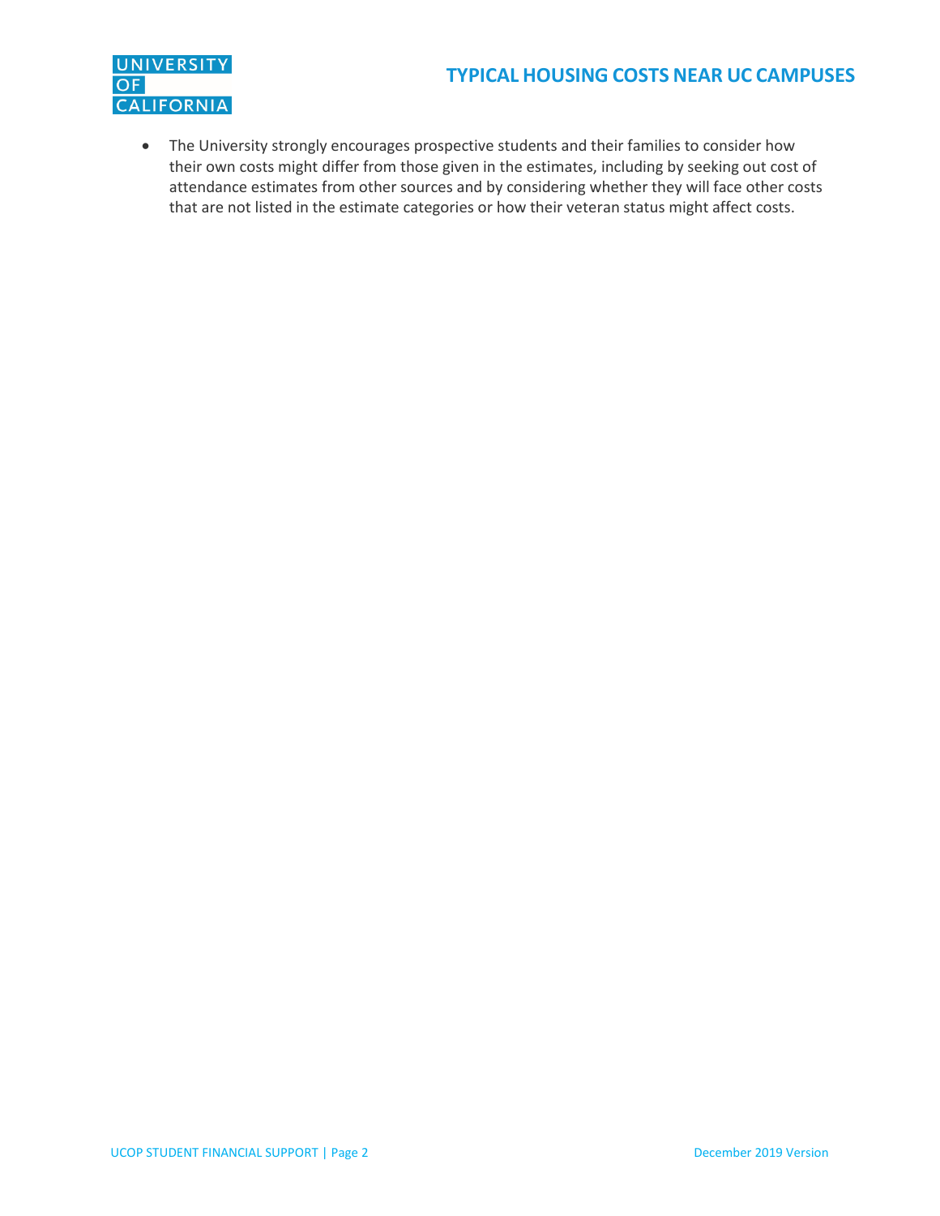- The University strongly encourages prospective students and their families to consider how their own costs might differ from those given in the estimates, including by seeking out cost of attendance estimates from other sources and by considering whether they will face other costs that are not listed in the estimate categories or how their veteran status might affect costs.